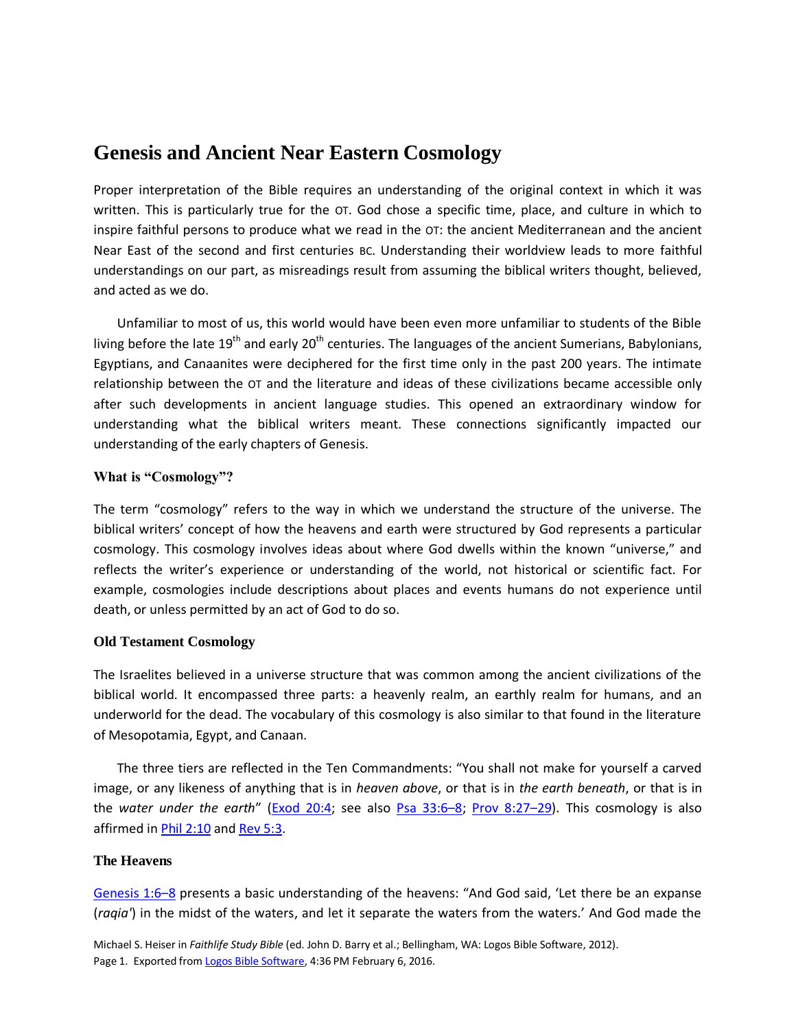# Genesis and Ancient Near Eastern Cosmology

Proper interpretation of the Bible requires an understanding of the original context in which it was written. This is particularly true for the OT. God chose a specific time, place, and culture in which to inspire faithful persons to produce what we read in the OT: the ancient Mediterranean and the ancient Near East of the second and first centuries BC. Understanding their worldview leads to more faithful understandings on our part, as misreadings result from assuming the biblical writers thought, believed, and acted as we do.

Unfamiliar to most of us, this world would have been even more unfamiliar to students of the Bible living before the late 19th and early 20th centuries. The languages of the ancient Sumerians, Babylonians, Egyptians, and Canaanites were deciphered for the first time only in the past 200 years. The intimate relationship between the OT and the literature and ideas of these civilizations became accessible only after such developments in ancient language studies. This opened an extraordinary window for understanding what the biblical writers meant. These connections significantly impacted our understanding of the early chapters of Genesis.

### What is "Cosmology"?

The term "cosmology" refers to the way in which we understand the structure of the universe. The biblical writers' concept of how the heavens and earth were structured by God represents a particular cosmology. This cosmology involves ideas about where God dwells within the known "universe," and reflects the writer's experience or understanding of the world, not historical or scientific fact. For example, cosmologies include descriptions about places and events humans do not experience until death, or unless permitted by an act of God to do so.

### Old Testament Cosmology

The Israelites believed in a universe structure that was common among the ancient civilizations of the biblical world. It encompassed three parts: a heavenly realm, an earthly realm for humans, and an underworld for the dead. The vocabulary of this cosmology is also similar to that found in the literature of Mesopotamia, Egypt, and Canaan.

The three tiers are reflected in the Ten Commandments: "You shall not make for yourself a carved image, or any likeness of anything that is in *heaven above*, or that is in *the earth beneath*, or that is in the *water under the earth*" (Exod 20:4; see also Psa 33:6–8; Prov 8:27–29). This cosmology is also affirmed in Phil 2:10 and Rev 5:3.

### The Heavens

Genesis 1:6–8 presents a basic understanding of the heavens: "And God said, 'Let there be an expanse (*raqia'*) in the midst of the waters, and let it separate the waters from the waters.' And God made the

Michael S. Heiser in *Faithlife Study Bible* (ed. John D. Barry et al.; Bellingham, WA: Logos Bible Software, 2012).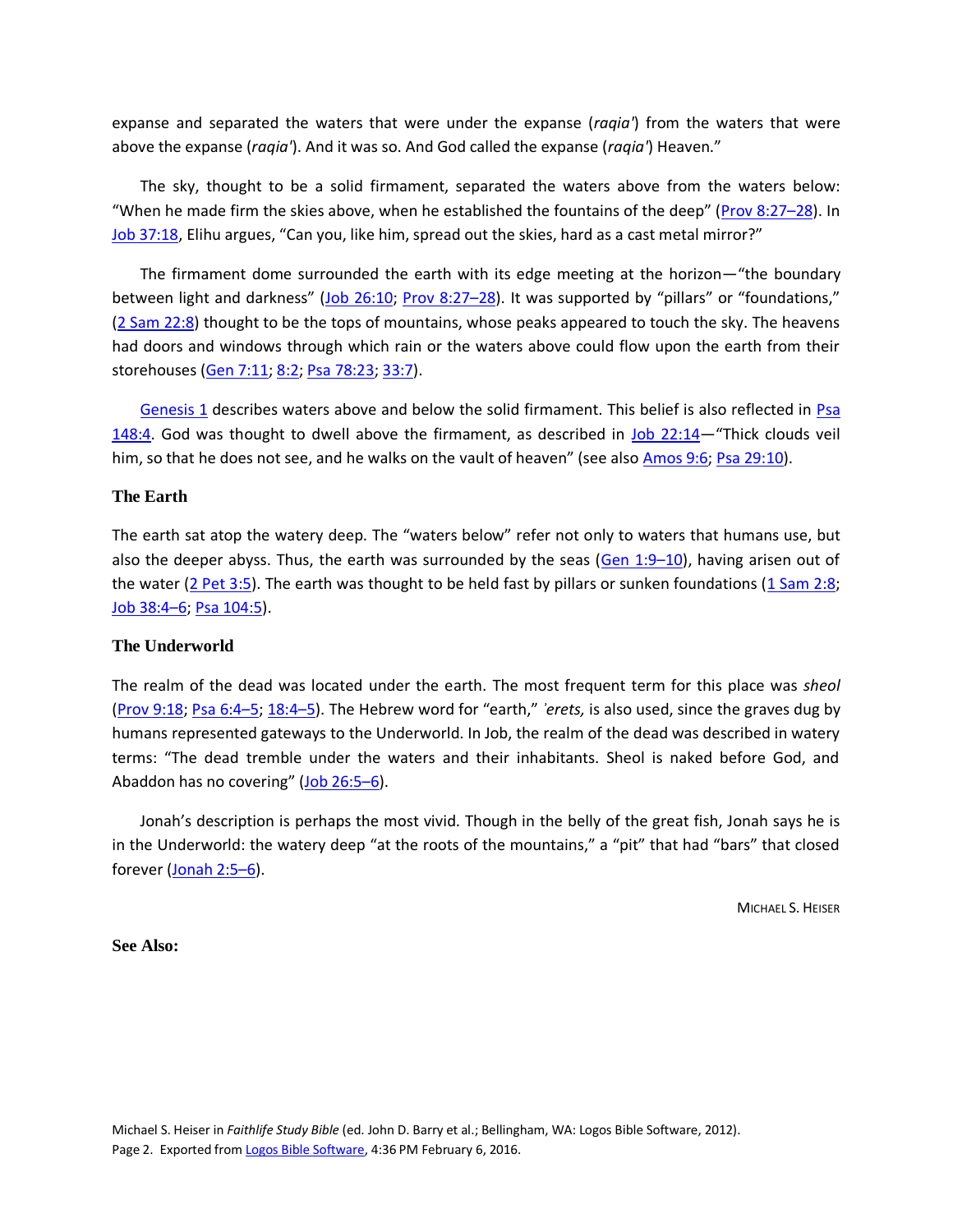expanse and separated the waters that were under the expanse (*raqia'*) from the waters that were above the expanse (*raqia'*). And it was so. And God called the expanse (*raqia'*) Heaven."

The sky, thought to be a solid firmament, separated the waters above from the waters below: "When he made firm the skies above, when he established the fountains of the deep" (Prov 8:27–28). In Job 37:18, Elihu argues, "Can you, like him, spread out the skies, hard as a cast metal mirror?"

The firmament dome surrounded the earth with its edge meeting at the horizon—"the boundary between light and darkness" (Job 26:10; Prov 8:27–28). It was supported by "pillars" or "foundations," (2 Sam 22:8) thought to be the tops of mountains, whose peaks appeared to touch the sky. The heavens had doors and windows through which rain or the waters above could flow upon the earth from their storehouses (Gen 7:11; 8:2; Psa 78:23; 33:7).

Genesis 1 describes waters above and below the solid firmament. This belief is also reflected in Psa 148:4. God was thought to dwell above the firmament, as described in Job 22:14—"Thick clouds veil him, so that he does not see, and he walks on the vault of heaven" (see also Amos 9:6; Psa 29:10).

### The Earth

The earth sat atop the watery deep. The "waters below" refer not only to waters that humans use, but also the deeper abyss. Thus, the earth was surrounded by the seas (Gen 1:9–10), having arisen out of the water (2 Pet 3:5). The earth was thought to be held fast by pillars or sunken foundations (1 Sam 2:8; Job 38:4–6; Psa 104:5).

### The Underworld

The realm of the dead was located under the earth. The most frequent term for this place was *sheol* (Prov 9:18; Psa 6:4–5; 18:4–5). The Hebrew word for "earth," *'erets,* is also used, since the graves dug by humans represented gateways to the Underworld. In Job, the realm of the dead was described in watery terms: "The dead tremble under the waters and their inhabitants. Sheol is naked before God, and Abaddon has no covering" (Job 26:5–6).

Jonah's description is perhaps the most vivid. Though in the belly of the great fish, Jonah says he is in the Underworld: the watery deep "at the roots of the mountains," a "pit" that had "bars" that closed forever (Jonah 2:5–6).

MICHAEL S. HEISER

**See Also:**

Michael S. Heiser in *Faithlife Study Bible* (ed. John D. Barry et al.; Bellingham, WA: Logos Bible Software, 2012).
Page 2. Exported from Logos Bible Software, 4:36 PM February 6, 2016.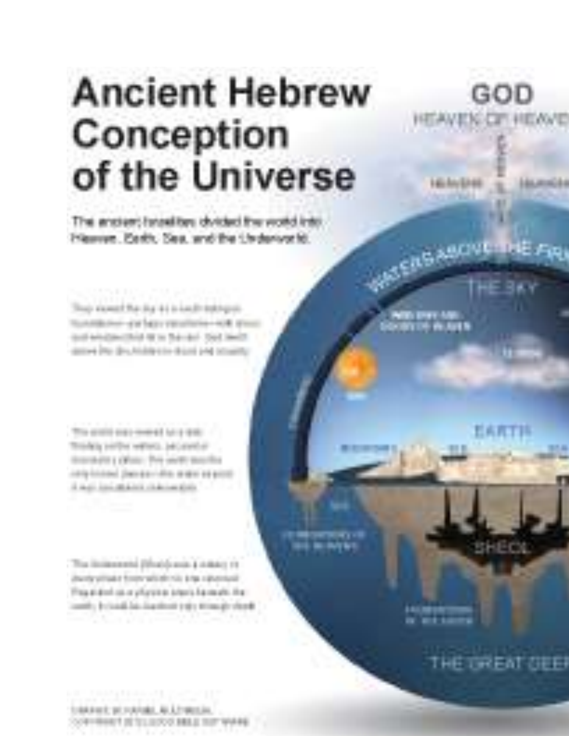# Ancient Hebrew Conception of the Universe

The ancient Israelites divided the world into Heaven, Earth, Sea, and the Underworld.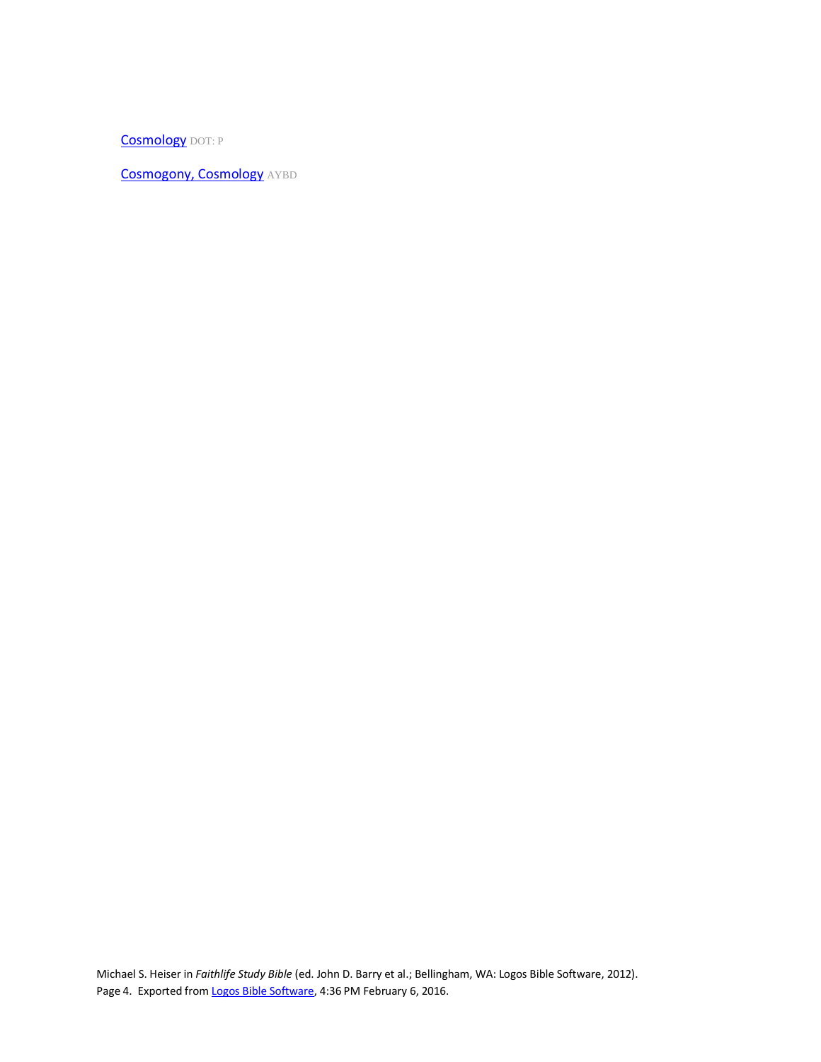Cosmology DOT: P

Cosmogony, Cosmology AYBD